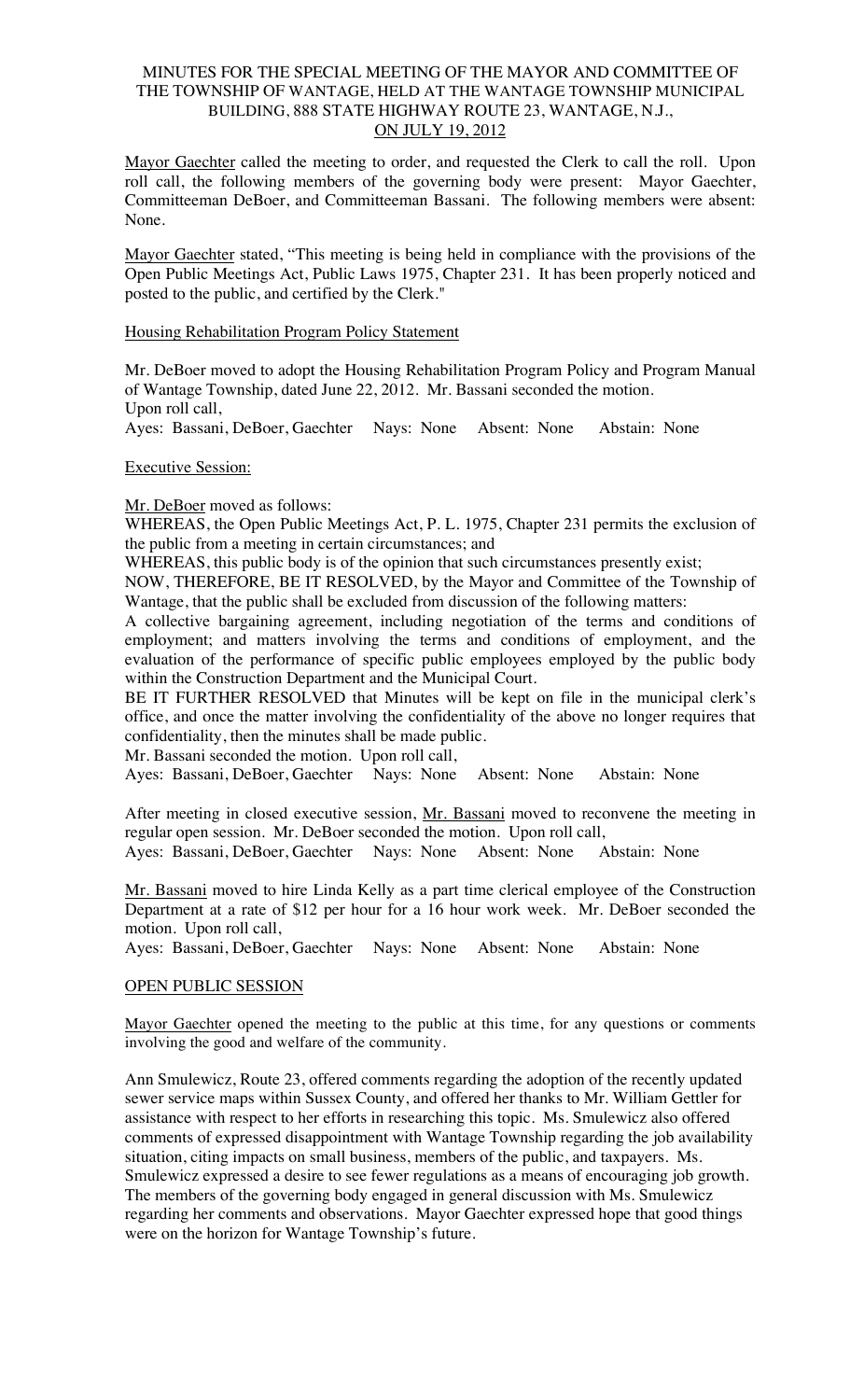# MINUTES FOR THE SPECIAL MEETING OF THE MAYOR AND COMMITTEE OF THE TOWNSHIP OF WANTAGE, HELD AT THE WANTAGE TOWNSHIP MUNICIPAL BUILDING, 888 STATE HIGHWAY ROUTE 23, WANTAGE, N.J., ON JULY 19, 2012

Mayor Gaechter called the meeting to order, and requested the Clerk to call the roll. Upon roll call, the following members of the governing body were present: Mayor Gaechter, Committeeman DeBoer, and Committeeman Bassani. The following members were absent: None.

Mayor Gaechter stated, "This meeting is being held in compliance with the provisions of the Open Public Meetings Act, Public Laws 1975, Chapter 231. It has been properly noticed and posted to the public, and certified by the Clerk."

Housing Rehabilitation Program Policy Statement

Mr. DeBoer moved to adopt the Housing Rehabilitation Program Policy and Program Manual of Wantage Township, dated June 22, 2012. Mr. Bassani seconded the motion.
Upon roll call,
Ayes: Bassani, DeBoer, Gaechter Nays: None Absent: None Abstain: None

Executive Session:

Mr. DeBoer moved as follows:
WHEREAS, the Open Public Meetings Act, P. L. 1975, Chapter 231 permits the exclusion of the public from a meeting in certain circumstances; and
WHEREAS, this public body is of the opinion that such circumstances presently exist;
NOW, THEREFORE, BE IT RESOLVED, by the Mayor and Committee of the Township of Wantage, that the public shall be excluded from discussion of the following matters:
A collective bargaining agreement, including negotiation of the terms and conditions of employment; and matters involving the terms and conditions of employment, and the evaluation of the performance of specific public employees employed by the public body within the Construction Department and the Municipal Court.
BE IT FURTHER RESOLVED that Minutes will be kept on file in the municipal clerk's office, and once the matter involving the confidentiality of the above no longer requires that confidentiality, then the minutes shall be made public.
Mr. Bassani seconded the motion. Upon roll call,
Ayes: Bassani, DeBoer, Gaechter Nays: None Absent: None Abstain: None

After meeting in closed executive session, Mr. Bassani moved to reconvene the meeting in regular open session. Mr. DeBoer seconded the motion. Upon roll call,
Ayes: Bassani, DeBoer, Gaechter Nays: None Absent: None Abstain: None

Mr. Bassani moved to hire Linda Kelly as a part time clerical employee of the Construction Department at a rate of $12 per hour for a 16 hour work week. Mr. DeBoer seconded the motion. Upon roll call,
Ayes: Bassani, DeBoer, Gaechter Nays: None Absent: None Abstain: None

OPEN PUBLIC SESSION

Mayor Gaechter opened the meeting to the public at this time, for any questions or comments involving the good and welfare of the community.

Ann Smulewicz, Route 23, offered comments regarding the adoption of the recently updated sewer service maps within Sussex County, and offered her thanks to Mr. William Gettler for assistance with respect to her efforts in researching this topic. Ms. Smulewicz also offered comments of expressed disappointment with Wantage Township regarding the job availability situation, citing impacts on small business, members of the public, and taxpayers. Ms. Smulewicz expressed a desire to see fewer regulations as a means of encouraging job growth. The members of the governing body engaged in general discussion with Ms. Smulewicz regarding her comments and observations. Mayor Gaechter expressed hope that good things were on the horizon for Wantage Township's future.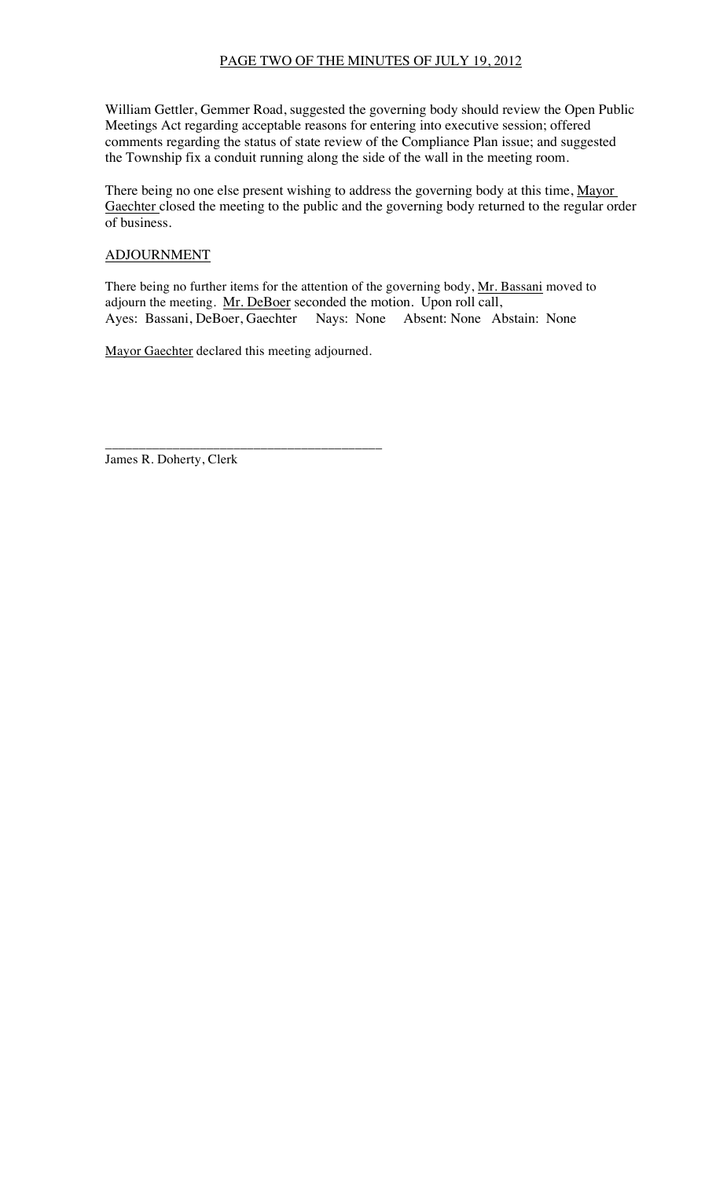William Gettler, Gemmer Road, suggested the governing body should review the Open Public Meetings Act regarding acceptable reasons for entering into executive session; offered comments regarding the status of state review of the Compliance Plan issue; and suggested the Township fix a conduit running along the side of the wall in the meeting room.

There being no one else present wishing to address the governing body at this time, Mayor Gaechter closed the meeting to the public and the governing body returned to the regular order of business.

## ADJOURNMENT

There being no further items for the attention of the governing body, Mr. Bassani moved to adjourn the meeting. Mr. DeBoer seconded the motion. Upon roll call,
Ayes: Bassani, DeBoer, Gaechter Nays: None Absent: None Abstain: None

Mayor Gaechter declared this meeting adjourned.

\_\_\_\_\_\_\_\_\_\_\_\_\_\_\_\_\_\_\_\_\_\_\_\_\_\_\_\_\_\_\_\_\_\_\_\_\_\_\_\_

James R. Doherty, Clerk